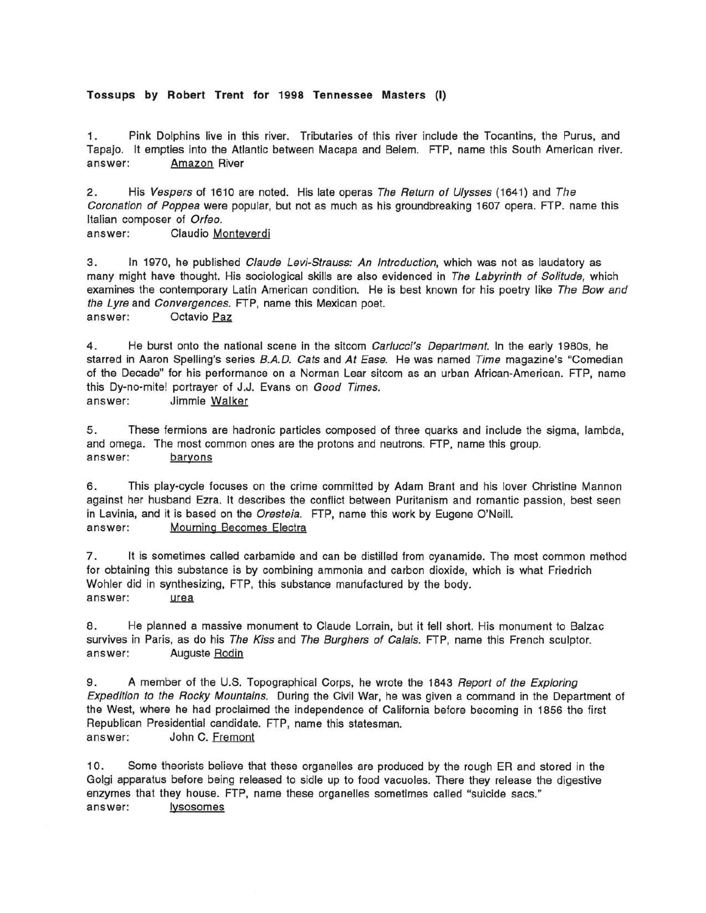**Tossups by Robert Trent for 1998 Tennessee Masters (I)**

1. Pink Dolphins live in this river. Tributaries of this river include the Tocantins, the Purus, and Tapajo. It empties into the Atlantic between Macapa and Belem. FTP, name this South American river.
answer: Amazon River

2. His *Vespers* of 1610 are noted. His late operas *The Return of Ulysses* (1641) and *The Coronation of Poppea* were popular, but not as much as his groundbreaking 1607 opera. FTP. name this Italian composer of *Orfeo*.
answer: Claudio Monteverdi

3. In 1970, he published *Claude Levi-Strauss: An Introduction*, which was not as laudatory as many might have thought. His sociological skills are also evidenced in *The Labyrinth of Solitude*, which examines the contemporary Latin American condition. He is best known for his poetry like *The Bow and the Lyre* and *Convergences*. FTP, name this Mexican poet.
answer: Octavio Paz

4. He burst onto the national scene in the sitcom *Carlucci's Department*. In the early 1980s, he starred in Aaron Spelling's series *B.A.D. Cats* and *At Ease*. He was named *Time* magazine's "Comedian of the Decade" for his performance on a Norman Lear sitcom as an urban African-American. FTP, name this Dy-no-mite! portrayer of J.J. Evans on *Good Times*.
answer: Jimmie Walker

5. These fermions are hadronic particles composed of three quarks and include the sigma, lambda, and omega. The most common ones are the protons and neutrons. FTP, name this group.
answer: baryons

6. This play-cycle focuses on the crime committed by Adam Brant and his lover Christine Mannon against her husband Ezra. It describes the conflict between Puritanism and romantic passion, best seen in Lavinia, and it is based on the *Oresteia*. FTP, name this work by Eugene O'Neill.
answer: Mourning Becomes Electra

7. It is sometimes called carbamide and can be distilled from cyanamide. The most common method for obtaining this substance is by combining ammonia and carbon dioxide, which is what Friedrich Wohler did in synthesizing, FTP, this substance manufactured by the body.
answer: urea

8. He planned a massive monument to Claude Lorrain, but it fell short. His monument to Balzac survives in Paris, as do his *The Kiss* and *The Burghers of Calais*. FTP, name this French sculptor.
answer: Auguste Rodin

9. A member of the U.S. Topographical Corps, he wrote the 1843 *Report of the Exploring Expedition to the Rocky Mountains*. During the Civil War, he was given a command in the Department of the West, where he had proclaimed the independence of California before becoming in 1856 the first Republican Presidential candidate. FTP, name this statesman.
answer: John C. Fremont

10. Some theorists believe that these organelles are produced by the rough ER and stored in the Golgi apparatus before being released to sidle up to food vacuoles. There they release the digestive enzymes that they house. FTP, name these organelles sometimes called "suicide sacs."
answer: lysosomes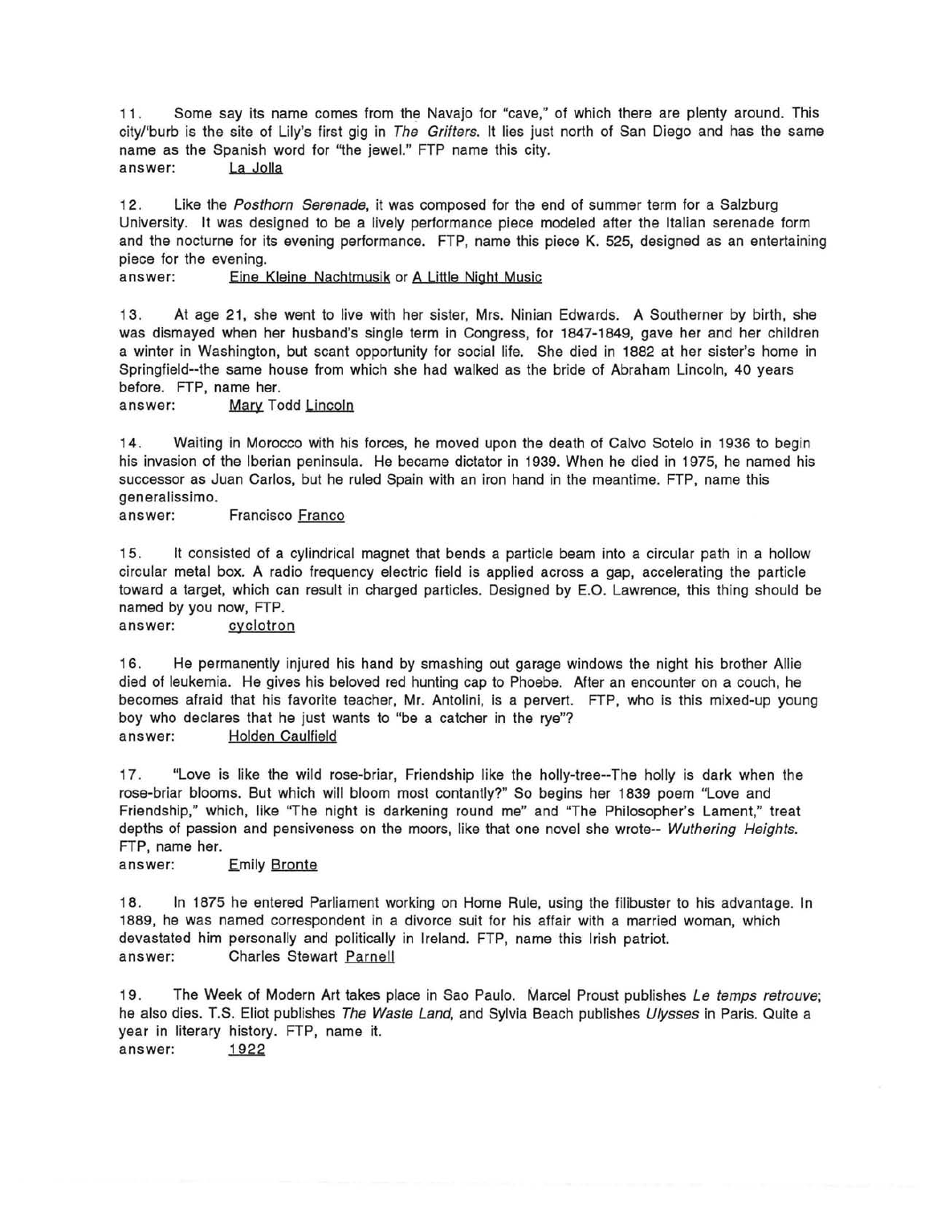11. Some say its name comes from the Navajo for "cave," of which there are plenty around. This city/'burb is the site of Lily's first gig in *The Grifters*. It lies just north of San Diego and has the same name as the Spanish word for "the jewel." FTP name this city.
answer: La Jolla

12. Like the *Posthorn Serenade*, it was composed for the end of summer term for a Salzburg University. It was designed to be a lively performance piece modeled after the Italian serenade form and the nocturne for its evening performance. FTP, name this piece K. 525, designed as an entertaining piece for the evening.
answer: Eine Kleine Nachtmusik or A Little Night Music

13. At age 21, she went to live with her sister, Mrs. Ninian Edwards. A Southerner by birth, she was dismayed when her husband's single term in Congress, for 1847-1849, gave her and her children a winter in Washington, but scant opportunity for social life. She died in 1882 at her sister's home in Springfield--the same house from which she had walked as the bride of Abraham Lincoln, 40 years before. FTP, name her.
answer: Mary Todd Lincoln

14. Waiting in Morocco with his forces, he moved upon the death of Calvo Sotelo in 1936 to begin his invasion of the Iberian peninsula. He became dictator in 1939. When he died in 1975, he named his successor as Juan Carlos, but he ruled Spain with an iron hand in the meantime. FTP, name this generalissimo.
answer: Francisco Franco

15. It consisted of a cylindrical magnet that bends a particle beam into a circular path in a hollow circular metal box. A radio frequency electric field is applied across a gap, accelerating the particle toward a target, which can result in charged particles. Designed by E.O. Lawrence, this thing should be named by you now, FTP.
answer: cyclotron

16. He permanently injured his hand by smashing out garage windows the night his brother Allie died of leukemia. He gives his beloved red hunting cap to Phoebe. After an encounter on a couch, he becomes afraid that his favorite teacher, Mr. Antolini, is a pervert. FTP, who is this mixed-up young boy who declares that he just wants to "be a catcher in the rye"?
answer: Holden Caulfield

17. "Love is like the wild rose-briar, Friendship like the holly-tree--The holly is dark when the rose-briar blooms. But which will bloom most contantly?" So begins her 1839 poem "Love and Friendship," which, like "The night is darkening round me" and "The Philosopher's Lament," treat depths of passion and pensiveness on the moors, like that one novel she wrote-- *Wuthering Heights*. FTP, name her.
answer: Emily Bronte

18. In 1875 he entered Parliament working on Home Rule, using the filibuster to his advantage. In 1889, he was named correspondent in a divorce suit for his affair with a married woman, which devastated him personally and politically in Ireland. FTP, name this Irish patriot.
answer: Charles Stewart Parnell

19. The Week of Modern Art takes place in Sao Paulo. Marcel Proust publishes *Le temps retrouve*; he also dies. T.S. Eliot publishes *The Waste Land*, and Sylvia Beach publishes *Ulysses* in Paris. Quite a year in literary history. FTP, name it.
answer: 1922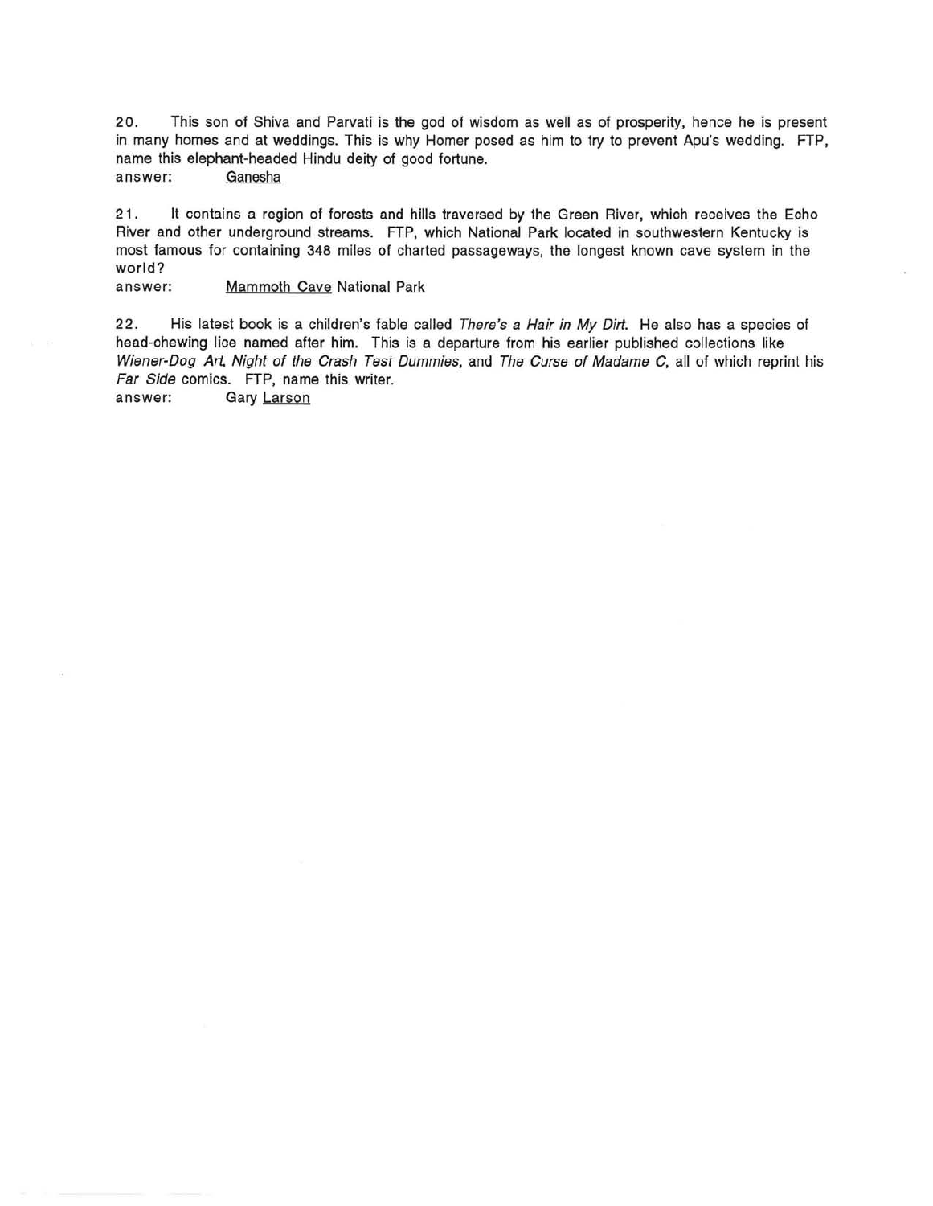20. This son of Shiva and Parvati is the god of wisdom as well as of prosperity, hence he is present in many homes and at weddings. This is why Homer posed as him to try to prevent Apu's wedding. FTP, name this elephant-headed Hindu deity of good fortune.

answer: Ganesha

21. It contains a region of forests and hills traversed by the Green River, which receives the Echo River and other underground streams. FTP, which National Park located in southwestern Kentucky is most famous for containing 348 miles of charted passageways, the longest known cave system in the world?

answer: Mammoth Cave National Park

22. His latest book is a children's fable called *There's a Hair in My Dirt*. He also has a species of head-chewing lice named after him. This is a departure from his earlier published collections like *Wiener-Dog Art*, *Night of the Crash Test Dummies*, and *The Curse of Madame C*, all of which reprint his *Far Side* comics. FTP, name this writer.

answer: Gary Larson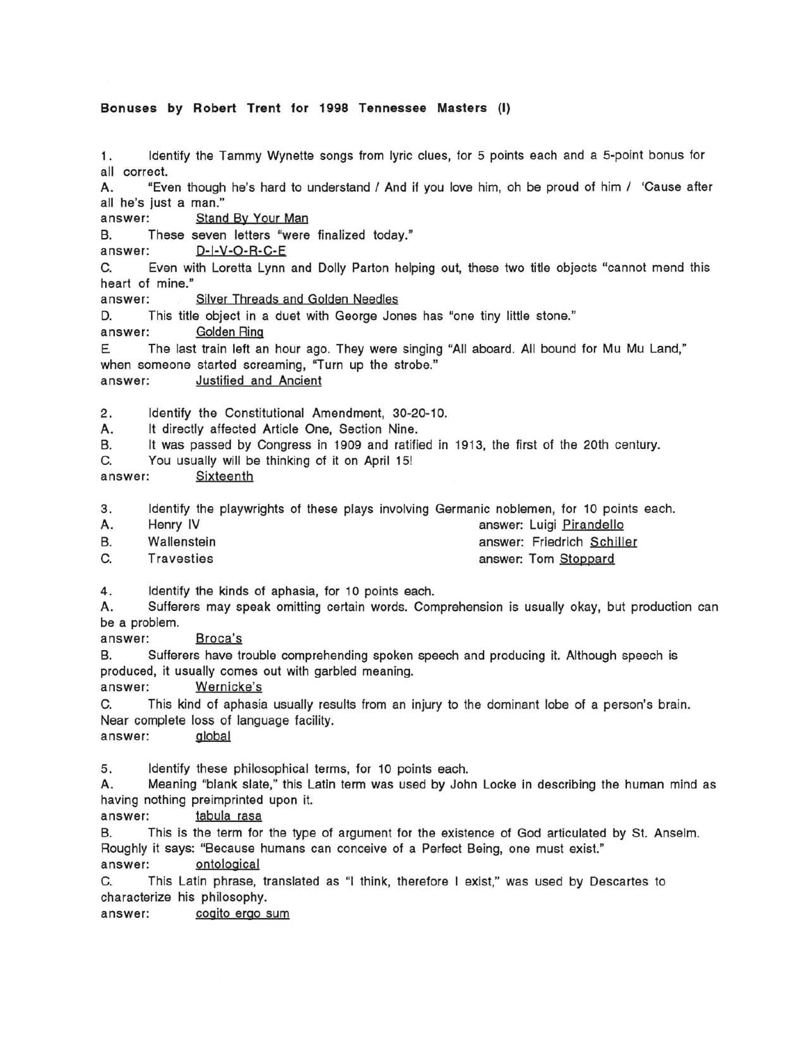**Bonuses by Robert Trent for 1998 Tennessee Masters (I)**

1. Identify the Tammy Wynette songs from lyric clues, for 5 points each and a 5-point bonus for all correct.

A. "Even though he's hard to understand / And if you love him, oh be proud of him / 'Cause after all he's just a man."

answer: Stand By Your Man

B. These seven letters "were finalized today."

answer: D-I-V-O-R-C-E

C. Even with Loretta Lynn and Dolly Parton helping out, these two title objects "cannot mend this heart of mine."

answer: Silver Threads and Golden Needles

D. This title object in a duet with George Jones has "one tiny little stone."

answer: Golden Ring

E. The last train left an hour ago. They were singing "All aboard. All bound for Mu Mu Land," when someone started screaming, "Turn up the strobe."

answer: Justified and Ancient

2. Identify the Constitutional Amendment, 30-20-10.

A. It directly affected Article One, Section Nine.

B. It was passed by Congress in 1909 and ratified in 1913, the first of the 20th century.

C. You usually will be thinking of it on April 15!

answer: Sixteenth

3. Identify the playwrights of these plays involving Germanic noblemen, for 10 points each.

A. Henry IV — answer: Luigi Pirandello

B. Wallenstein — answer: Friedrich Schiller

C. Travesties — answer: Tom Stoppard

4. Identify the kinds of aphasia, for 10 points each.

A. Sufferers may speak omitting certain words. Comprehension is usually okay, but production can be a problem.

answer: Broca's

B. Sufferers have trouble comprehending spoken speech and producing it. Although speech is produced, it usually comes out with garbled meaning.

answer: Wernicke's

C. This kind of aphasia usually results from an injury to the dominant lobe of a person's brain. Near complete loss of language facility.

answer: global

5. Identify these philosophical terms, for 10 points each.

A. Meaning "blank slate," this Latin term was used by John Locke in describing the human mind as having nothing preimprinted upon it.

answer: tabula rasa

B. This is the term for the type of argument for the existence of God articulated by St. Anselm. Roughly it says: "Because humans can conceive of a Perfect Being, one must exist."

answer: ontological

C. This Latin phrase, translated as "I think, therefore I exist," was used by Descartes to characterize his philosophy.

answer: cogito ergo sum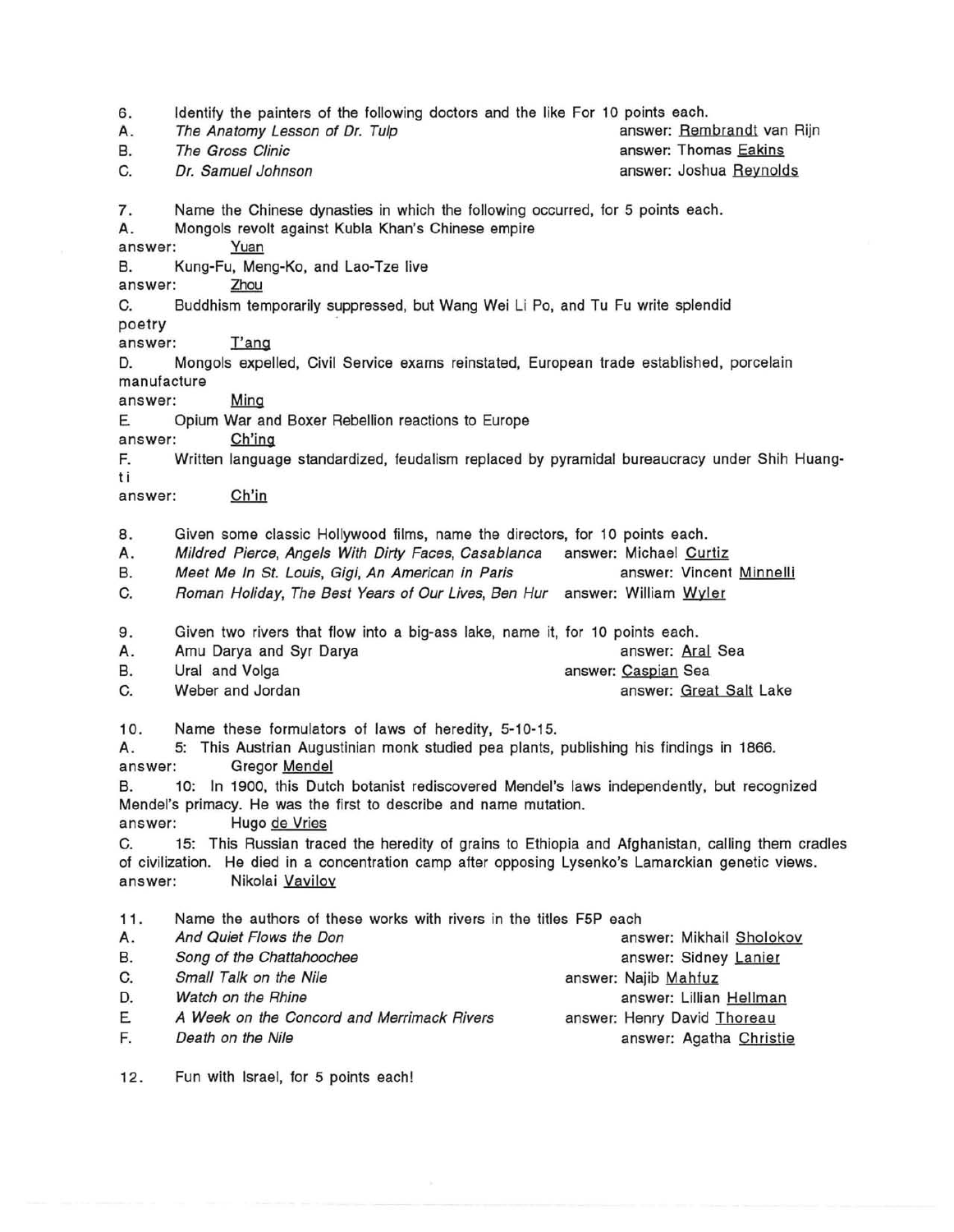6. Identify the painters of the following doctors and the like For 10 points each.

A. *The Anatomy Lesson of Dr. Tulp* answer: Rembrandt van Rijn

B. *The Gross Clinic* answer: Thomas Eakins

C. *Dr. Samuel Johnson* answer: Joshua Reynolds

7. Name the Chinese dynasties in which the following occurred, for 5 points each.

A. Mongols revolt against Kubla Khan's Chinese empire

answer: Yuan

B. Kung-Fu, Meng-Ko, and Lao-Tze live

answer: Zhou

C. Buddhism temporarily suppressed, but Wang Wei Li Po, and Tu Fu write splendid poetry

answer: T'ang

D. Mongols expelled, Civil Service exams reinstated, European trade established, porcelain manufacture

answer: Ming

E. Opium War and Boxer Rebellion reactions to Europe

answer: Ch'ing

F. Written language standardized, feudalism replaced by pyramidal bureaucracy under Shih Huang-ti

answer: Ch'in

8. Given some classic Hollywood films, name the directors, for 10 points each.

A. *Mildred Pierce, Angels With Dirty Faces, Casablanca* answer: Michael Curtiz

B. *Meet Me In St. Louis, Gigi, An American in Paris* answer: Vincent Minnelli

C. *Roman Holiday, The Best Years of Our Lives, Ben Hur* answer: William Wyler

9. Given two rivers that flow into a big-ass lake, name it, for 10 points each.

A. Amu Darya and Syr Darya answer: Aral Sea

B. Ural and Volga answer: Caspian Sea

C. Weber and Jordan answer: Great Salt Lake

10. Name these formulators of laws of heredity, 5-10-15.

A. 5: This Austrian Augustinian monk studied pea plants, publishing his findings in 1866.

answer: Gregor Mendel

B. 10: In 1900, this Dutch botanist rediscovered Mendel's laws independently, but recognized Mendel's primacy. He was the first to describe and name mutation.

answer: Hugo de Vries

C. 15: This Russian traced the heredity of grains to Ethiopia and Afghanistan, calling them cradles of civilization. He died in a concentration camp after opposing Lysenko's Lamarckian genetic views.

answer: Nikolai Vavilov

11. Name the authors of these works with rivers in the titles F5P each

A. *And Quiet Flows the Don* answer: Mikhail Sholokov

B. *Song of the Chattahoochee* answer: Sidney Lanier

C. *Small Talk on the Nile* answer: Najib Mahfuz

D. *Watch on the Rhine* answer: Lillian Hellman

E. *A Week on the Concord and Merrimack Rivers* answer: Henry David Thoreau

F. *Death on the Nile* answer: Agatha Christie

12. Fun with Israel, for 5 points each!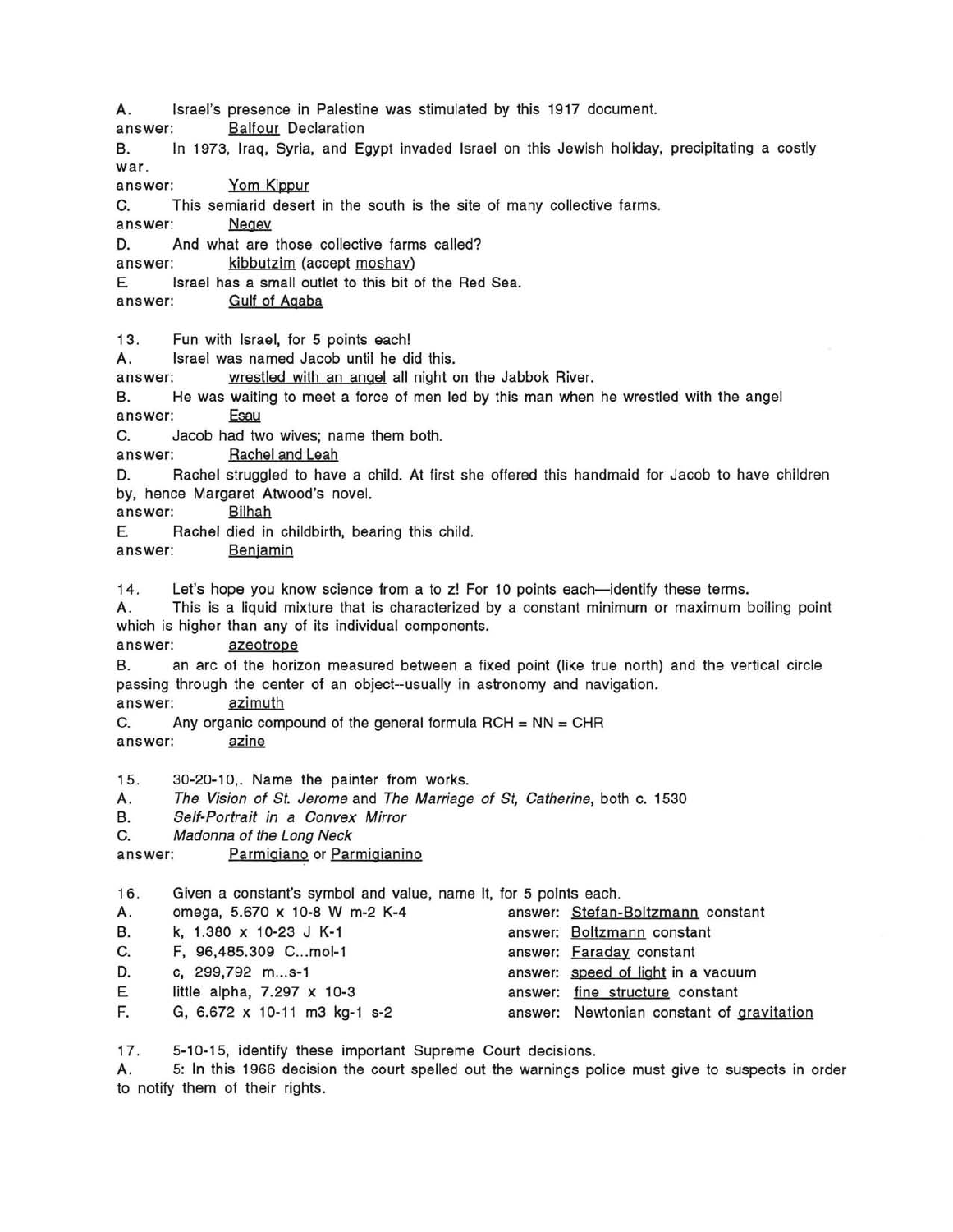A. Israel's presence in Palestine was stimulated by this 1917 document.
answer: Balfour Declaration

B. In 1973, Iraq, Syria, and Egypt invaded Israel on this Jewish holiday, precipitating a costly war.
answer: Yom Kippur

C. This semiarid desert in the south is the site of many collective farms.
answer: Negev

D. And what are those collective farms called?
answer: kibbutzim (accept moshav)

E. Israel has a small outlet to this bit of the Red Sea.
answer: Gulf of Aqaba

13. Fun with Israel, for 5 points each!

A. Israel was named Jacob until he did this.
answer: wrestled with an angel all night on the Jabbok River.

B. He was waiting to meet a force of men led by this man when he wrestled with the angel
answer: Esau

C. Jacob had two wives; name them both.
answer: Rachel and Leah

D. Rachel struggled to have a child. At first she offered this handmaid for Jacob to have children by, hence Margaret Atwood's novel.
answer: Bilhah

E. Rachel died in childbirth, bearing this child.
answer: Benjamin

14. Let's hope you know science from a to z! For 10 points each—identify these terms.

A. This is a liquid mixture that is characterized by a constant minimum or maximum boiling point which is higher than any of its individual components.
answer: azeotrope

B. an arc of the horizon measured between a fixed point (like true north) and the vertical circle passing through the center of an object--usually in astronomy and navigation.
answer: azimuth

C. Any organic compound of the general formula RCH = NN = CHR
answer: azine

15. 30-20-10,. Name the painter from works.

A. *The Vision of St. Jerome* and *The Marriage of St, Catherine*, both c. 1530

B. *Self-Portrait in a Convex Mirror*

C. *Madonna of the Long Neck*

answer: Parmigiano or Parmigianino

16. Given a constant's symbol and value, name it, for 5 points each.

A. omega, 5.670 x 10-8 W m-2 K-4 answer: Stefan-Boltzmann constant

B. k, 1.380 x 10-23 J K-1 answer: Boltzmann constant

C. F, 96,485.309 C...mol-1 answer: Faraday constant

D. c, 299,792 m...s-1 answer: speed of light in a vacuum

E. little alpha, 7.297 x 10-3 answer: fine structure constant

F. G, 6.672 x 10-11 m3 kg-1 s-2 answer: Newtonian constant of gravitation

17. 5-10-15, identify these important Supreme Court decisions.

A. 5: In this 1966 decision the court spelled out the warnings police must give to suspects in order to notify them of their rights.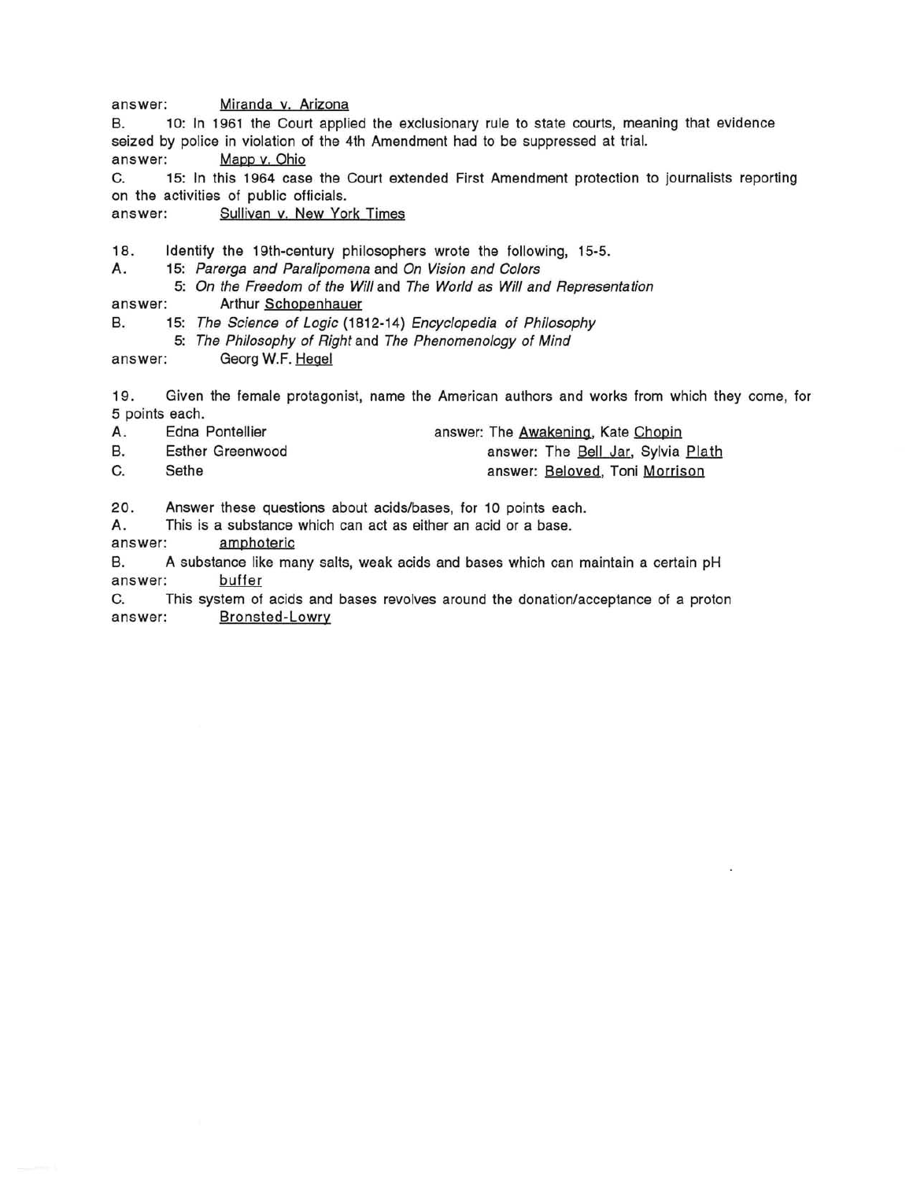answer: Miranda v. Arizona

B. 10: In 1961 the Court applied the exclusionary rule to state courts, meaning that evidence seized by police in violation of the 4th Amendment had to be suppressed at trial.

answer: Mapp v. Ohio

C. 15: In this 1964 case the Court extended First Amendment protection to journalists reporting on the activities of public officials.

answer: Sullivan v. New York Times

18. Identify the 19th-century philosophers wrote the following, 15-5.

A. 15: *Parerga and Paralipomena* and *On Vision and Colors*
5: *On the Freedom of the Will* and *The World as Will and Representation*

answer: Arthur Schopenhauer

B. 15: *The Science of Logic* (1812-14) *Encyclopedia of Philosophy*
5: *The Philosophy of Right* and *The Phenomenology of Mind*

answer: Georg W.F. Hegel

19. Given the female protagonist, name the American authors and works from which they come, for 5 points each.

A. Edna Pontellier — answer: The Awakening, Kate Chopin

B. Esther Greenwood — answer: The Bell Jar, Sylvia Plath

C. Sethe — answer: Beloved, Toni Morrison

20. Answer these questions about acids/bases, for 10 points each.

A. This is a substance which can act as either an acid or a base.

answer: amphoteric

B. A substance like many salts, weak acids and bases which can maintain a certain pH

answer: buffer

C. This system of acids and bases revolves around the donation/acceptance of a proton

answer: Bronsted-Lowry